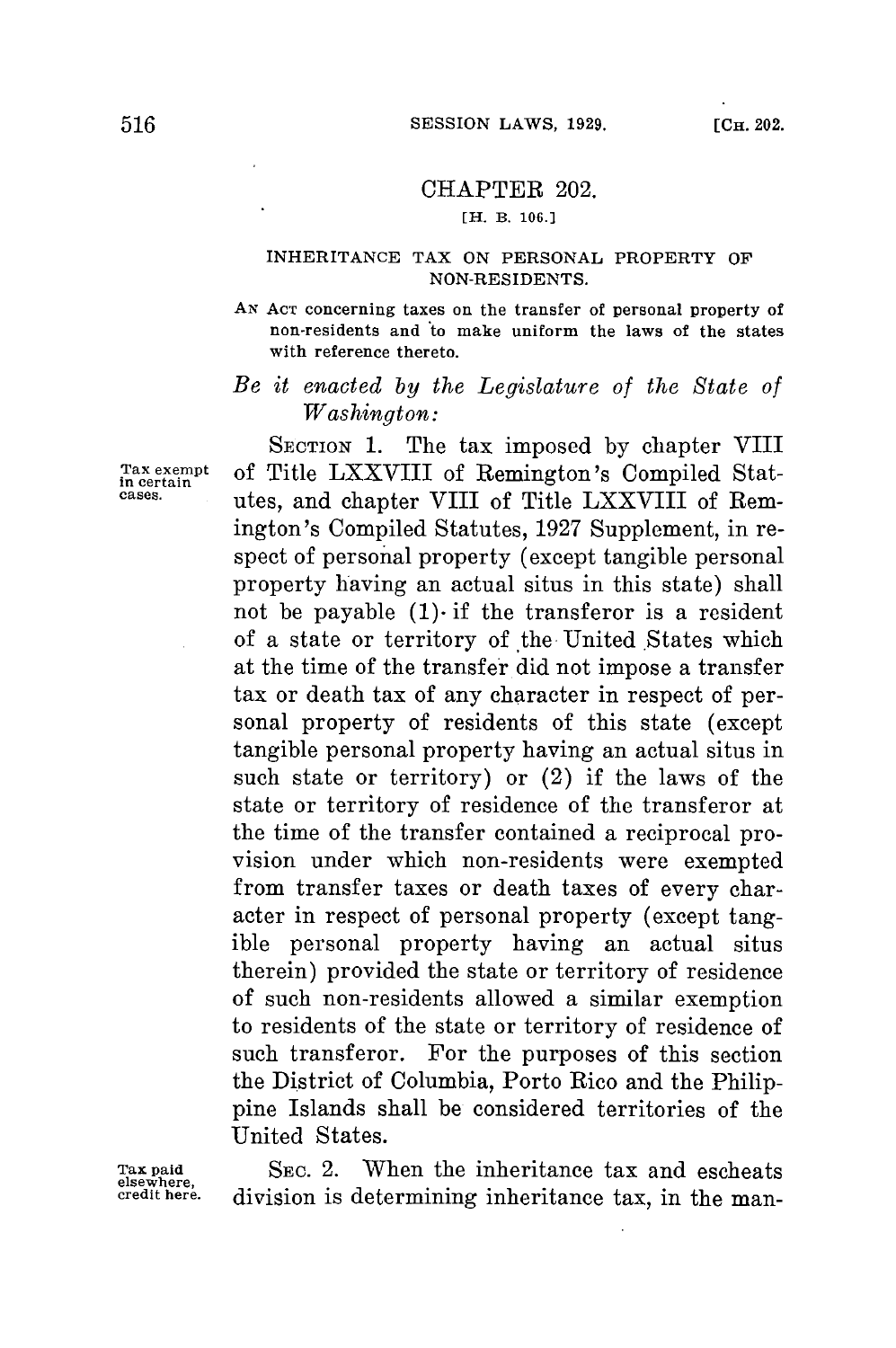## CHAPTER 202.

[H. B. 106.]

### INHERITANCE TAX ON PERSONAL PROPERTY OF NON-RESIDENTS.

AN ACT concerning taxes on the transfer of personal property of non-residents and to make uniform the laws of the states with reference thereto.

*Be it enacted by the Legislature of the State of Washington:*

Tax exempt in certain cases.

SECTION 1. The tax imposed by chapter VIII of Title LXXVIII of Remington's Compiled Statutes, and chapter VIII of Title LXXVIII of Remington's Compiled Statutes, 1927 Supplement, in respect of personal property (except tangible personal property having an actual situs in this state) shall not be payable (1) if the transferor is a resident of a state or territory of the United States which at the time of the transfer did not impose a transfer tax or death tax of any character in respect of personal property of residents of this state (except tangible personal property having an actual situs in such state or territory) or (2) if the laws of the state or territory of residence of the transferor at the time of the transfer contained a reciprocal provision under which non-residents were exempted from transfer taxes or death taxes of every character in respect of personal property (except tangible personal property having an actual situs therein) provided the state or territory of residence of such non-residents allowed a similar exemption to residents of the state or territory of residence of such transferor. For the purposes of this section the District of Columbia, Porto Rico and the Philippine Islands shall be considered territories of the United States.

Tax paid elsewhere, credit here.

SEC. 2. When the inheritance tax and escheats division is determining inheritance tax, in the man-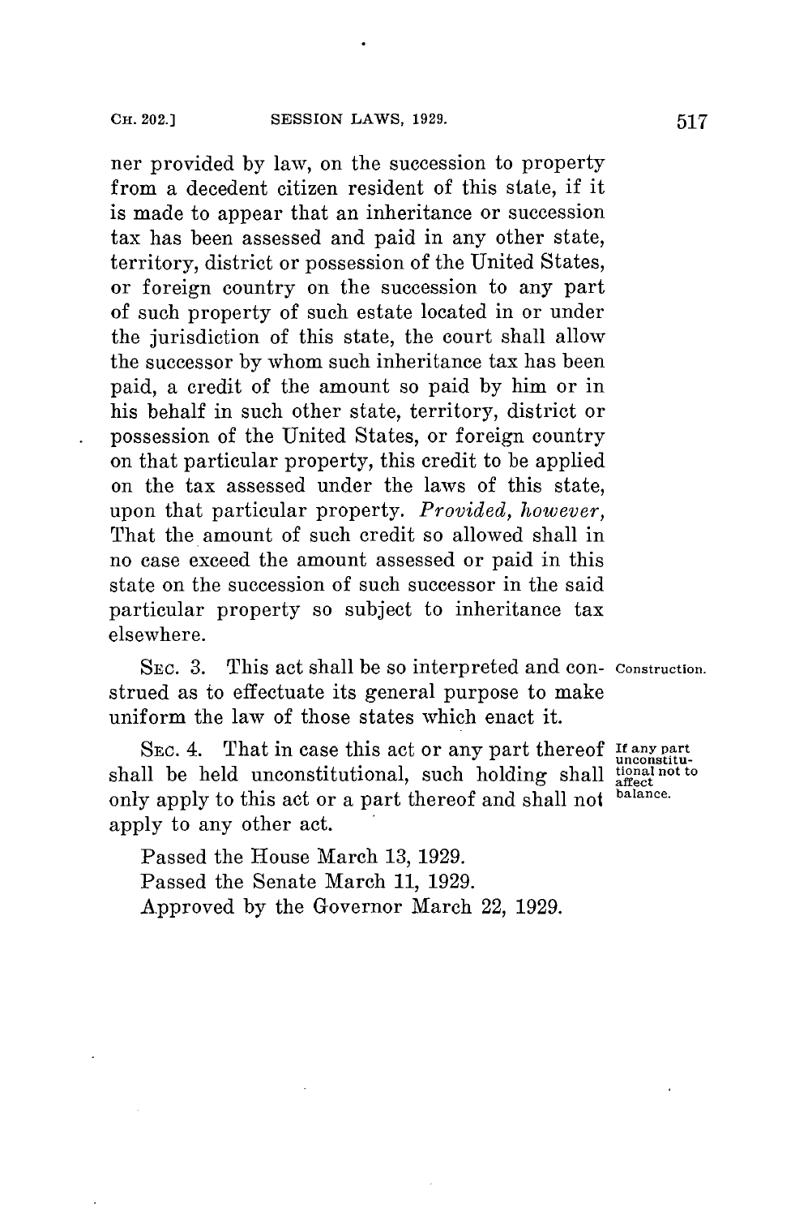ner provided by law, on the succession to property from a decedent citizen resident of this state, if it is made to appear that an inheritance or succession tax has been assessed and paid in any other state, territory, district or possession of the United States, or foreign country on the succession to any part of such property of such estate located in or under the jurisdiction of this state, the court shall allow the successor by whom such inheritance tax has been paid, a credit of the amount so paid by him or in his behalf in such other state, territory, district or possession of the United States, or foreign country on that particular property, this credit to be applied on the tax assessed under the laws of this state, upon that particular property. *Provided, however,* That the amount of such credit so allowed shall in no case exceed the amount assessed or paid in this state on the succession of such successor in the said particular property so subject to inheritance tax elsewhere.

SEC. 3. This act shall be so interpreted and construed as to effectuate its general purpose to make uniform the law of those states which enact it. Construction.

SEC. 4. That in case this act or any part thereof shall be held unconstitutional, such holding shall only apply to this act or a part thereof and shall not apply to any other act. If any part unconstitutional not to affect balance.

Passed the House March 13, 1929.
Passed the Senate March 11, 1929.
Approved by the Governor March 22, 1929.